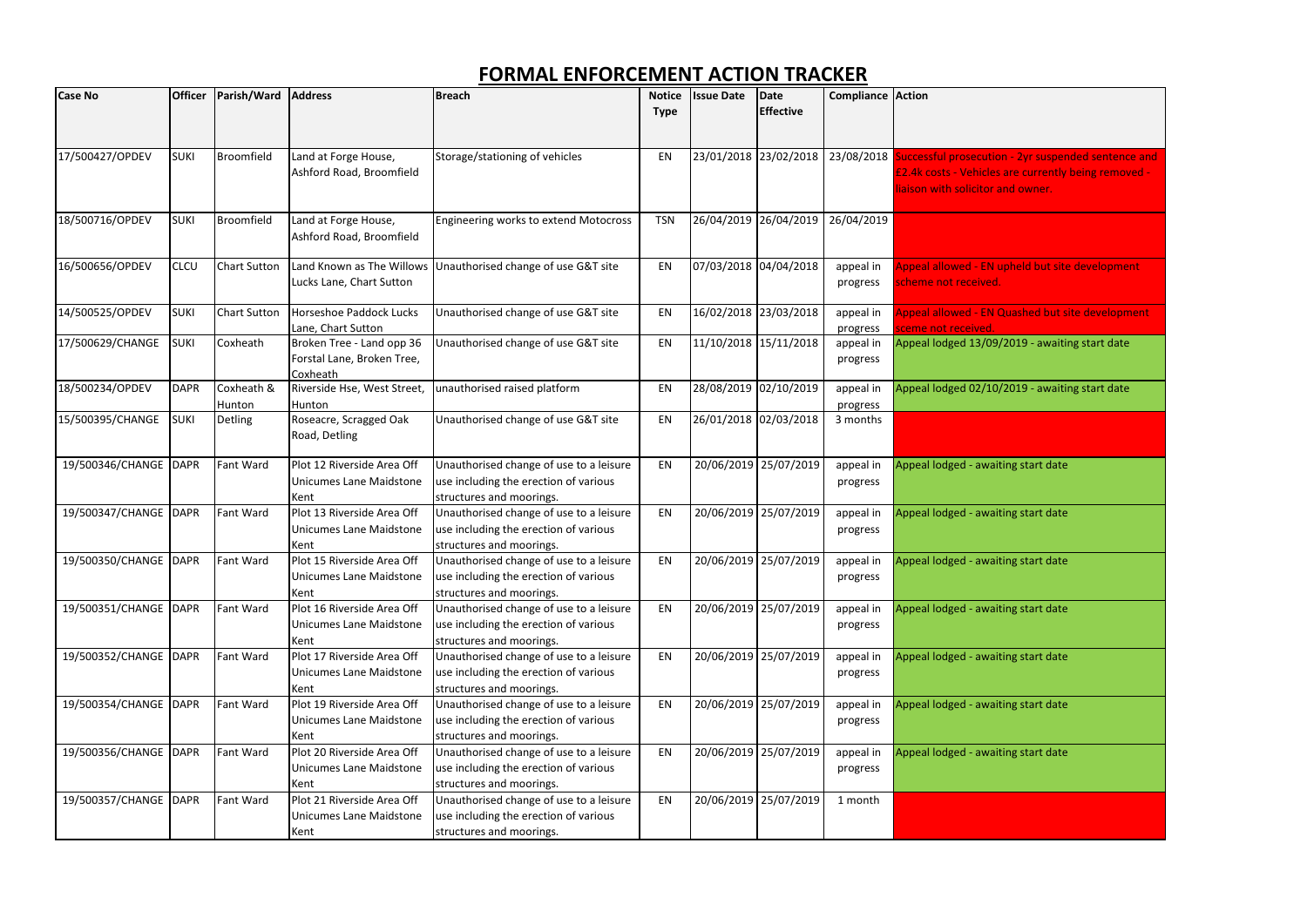# FORMAL ENFORCEMENT ACTION TRACKER

| Case No | Officer | Parish/Ward | Address | Breach | Notice Type | Issue Date | Date Effective | Compliance | Action |
|---|---|---|---|---|---|---|---|---|---|
| 17/500427/OPDEV | SUKI | Broomfield | Land at Forge House, Ashford Road, Broomfield | Storage/stationing of vehicles | EN | 23/01/2018 | 23/02/2018 | 23/08/2018 | Successful prosecution - 2yr suspended sentence and £2.4k costs - Vehicles are currently being removed - liaison with solicitor and owner. |
| 18/500716/OPDEV | SUKI | Broomfield | Land at Forge House, Ashford Road, Broomfield | Engineering works to extend Motocross | TSN | 26/04/2019 | 26/04/2019 | 26/04/2019 | |
| 16/500656/OPDEV | CLCU | Chart Sutton | Land Known as The Willows Lucks Lane, Chart Sutton | Unauthorised change of use G&T site | EN | 07/03/2018 | 04/04/2018 | appeal in progress | Appeal allowed - EN upheld but site development scheme not received. |
| 14/500525/OPDEV | SUKI | Chart Sutton | Horseshoe Paddock Lucks Lane, Chart Sutton | Unauthorised change of use G&T site | EN | 16/02/2018 | 23/03/2018 | appeal in progress | Appeal allowed - EN Quashed but site development sceme not received. |
| 17/500629/CHANGE | SUKI | Coxheath | Broken Tree - Land opp 36 Forstal Lane, Broken Tree, Coxheath | Unauthorised change of use G&T site | EN | 11/10/2018 | 15/11/2018 | appeal in progress | Appeal lodged 13/09/2019 - awaiting start date |
| 18/500234/OPDEV | DAPR | Coxheath & Hunton | Riverside Hse, West Street, Hunton | unauthorised raised platform | EN | 28/08/2019 | 02/10/2019 | appeal in progress | Appeal lodged 02/10/2019 - awaiting start date |
| 15/500395/CHANGE | SUKI | Detling | Roseacre, Scragged Oak Road, Detling | Unauthorised change of use G&T site | EN | 26/01/2018 | 02/03/2018 | 3 months | |
| 19/500346/CHANGE | DAPR | Fant Ward | Plot 12 Riverside Area Off Unicumes Lane Maidstone Kent | Unauthorised change of use to a leisure use including the erection of various structures and moorings. | EN | 20/06/2019 | 25/07/2019 | appeal in progress | Appeal lodged - awaiting start date |
| 19/500347/CHANGE | DAPR | Fant Ward | Plot 13 Riverside Area Off Unicumes Lane Maidstone Kent | Unauthorised change of use to a leisure use including the erection of various structures and moorings. | EN | 20/06/2019 | 25/07/2019 | appeal in progress | Appeal lodged - awaiting start date |
| 19/500350/CHANGE | DAPR | Fant Ward | Plot 15 Riverside Area Off Unicumes Lane Maidstone Kent | Unauthorised change of use to a leisure use including the erection of various structures and moorings. | EN | 20/06/2019 | 25/07/2019 | appeal in progress | Appeal lodged - awaiting start date |
| 19/500351/CHANGE | DAPR | Fant Ward | Plot 16 Riverside Area Off Unicumes Lane Maidstone Kent | Unauthorised change of use to a leisure use including the erection of various structures and moorings. | EN | 20/06/2019 | 25/07/2019 | appeal in progress | Appeal lodged - awaiting start date |
| 19/500352/CHANGE | DAPR | Fant Ward | Plot 17 Riverside Area Off Unicumes Lane Maidstone Kent | Unauthorised change of use to a leisure use including the erection of various structures and moorings. | EN | 20/06/2019 | 25/07/2019 | appeal in progress | Appeal lodged - awaiting start date |
| 19/500354/CHANGE | DAPR | Fant Ward | Plot 19 Riverside Area Off Unicumes Lane Maidstone Kent | Unauthorised change of use to a leisure use including the erection of various structures and moorings. | EN | 20/06/2019 | 25/07/2019 | appeal in progress | Appeal lodged - awaiting start date |
| 19/500356/CHANGE | DAPR | Fant Ward | Plot 20 Riverside Area Off Unicumes Lane Maidstone Kent | Unauthorised change of use to a leisure use including the erection of various structures and moorings. | EN | 20/06/2019 | 25/07/2019 | appeal in progress | Appeal lodged - awaiting start date |
| 19/500357/CHANGE | DAPR | Fant Ward | Plot 21 Riverside Area Off Unicumes Lane Maidstone Kent | Unauthorised change of use to a leisure use including the erection of various structures and moorings. | EN | 20/06/2019 | 25/07/2019 | 1 month | |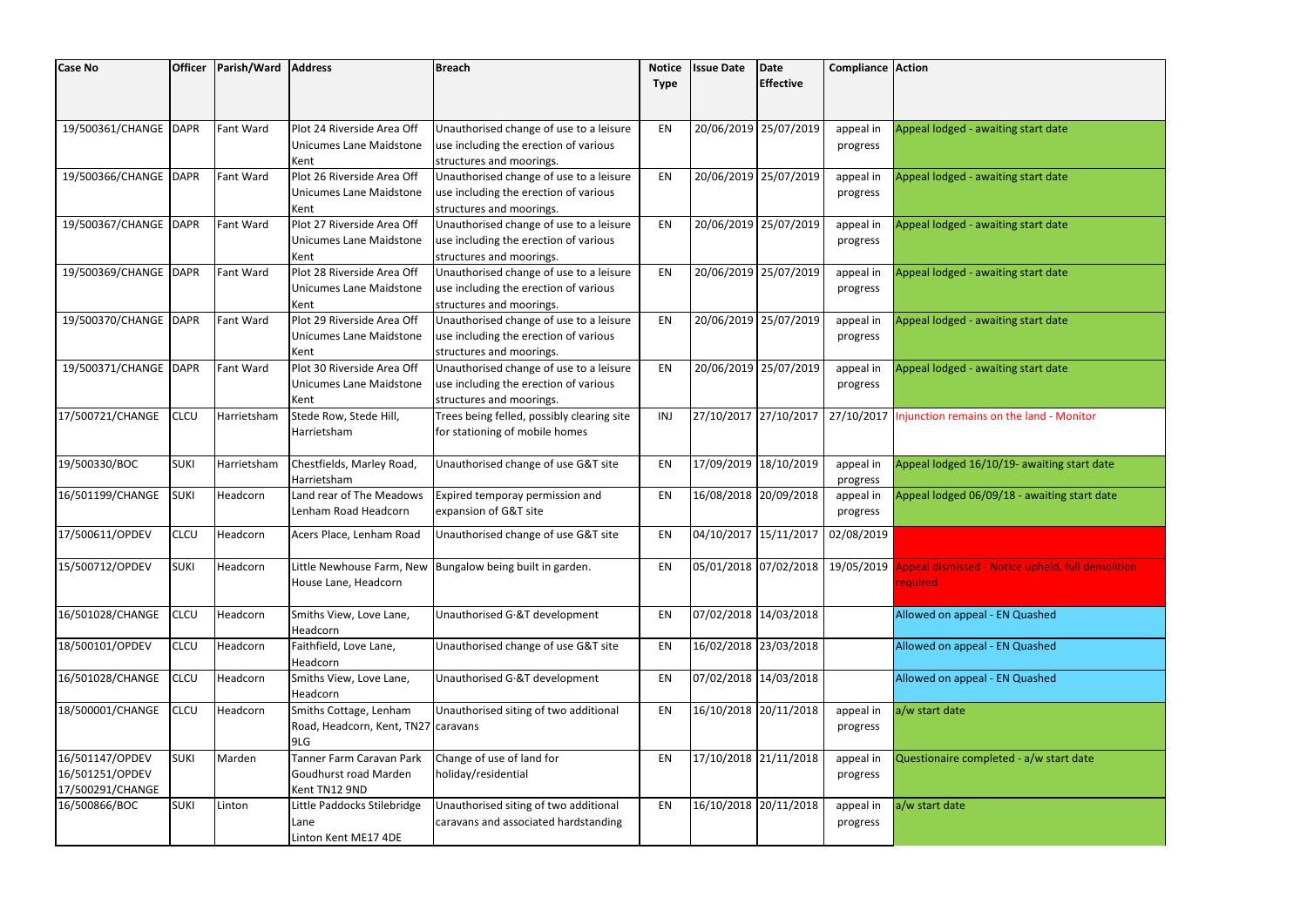| Case No | Officer | Parish/Ward | Address | Breach | Notice Type | Issue Date | Date Effective | Compliance | Action |
|---|---|---|---|---|---|---|---|---|---|
| 19/500361/CHANGE | DAPR | Fant Ward | Plot 24 Riverside Area Off Unicumes Lane Maidstone Kent | Unauthorised change of use to a leisure use including the erection of various structures and moorings. | EN | 20/06/2019 | 25/07/2019 | appeal in progress | Appeal lodged - awaiting start date |
| 19/500366/CHANGE | DAPR | Fant Ward | Plot 26 Riverside Area Off Unicumes Lane Maidstone Kent | Unauthorised change of use to a leisure use including the erection of various structures and moorings. | EN | 20/06/2019 | 25/07/2019 | appeal in progress | Appeal lodged - awaiting start date |
| 19/500367/CHANGE | DAPR | Fant Ward | Plot 27 Riverside Area Off Unicumes Lane Maidstone Kent | Unauthorised change of use to a leisure use including the erection of various structures and moorings. | EN | 20/06/2019 | 25/07/2019 | appeal in progress | Appeal lodged - awaiting start date |
| 19/500369/CHANGE | DAPR | Fant Ward | Plot 28 Riverside Area Off Unicumes Lane Maidstone Kent | Unauthorised change of use to a leisure use including the erection of various structures and moorings. | EN | 20/06/2019 | 25/07/2019 | appeal in progress | Appeal lodged - awaiting start date |
| 19/500370/CHANGE | DAPR | Fant Ward | Plot 29 Riverside Area Off Unicumes Lane Maidstone Kent | Unauthorised change of use to a leisure use including the erection of various structures and moorings. | EN | 20/06/2019 | 25/07/2019 | appeal in progress | Appeal lodged - awaiting start date |
| 19/500371/CHANGE | DAPR | Fant Ward | Plot 30 Riverside Area Off Unicumes Lane Maidstone Kent | Unauthorised change of use to a leisure use including the erection of various structures and moorings. | EN | 20/06/2019 | 25/07/2019 | appeal in progress | Appeal lodged - awaiting start date |
| 17/500721/CHANGE | CLCU | Harrietsham | Stede Row, Stede Hill, Harrietsham | Trees being felled, possibly clearing site for stationing of mobile homes | INJ | 27/10/2017 | 27/10/2017 | 27/10/2017 | Injunction remains on the land - Monitor |
| 19/500330/BOC | SUKI | Harrietsham | Chestfields, Marley Road, Harrietsham | Unauthorised change of use G&T site | EN | 17/09/2019 | 18/10/2019 | appeal in progress | Appeal lodged 16/10/19- awaiting start date |
| 16/501199/CHANGE | SUKI | Headcorn | Land rear of The Meadows Lenham Road Headcorn | Expired temporay permission and expansion of G&T site | EN | 16/08/2018 | 20/09/2018 | appeal in progress | Appeal lodged 06/09/18 - awaiting start date |
| 17/500611/OPDEV | CLCU | Headcorn | Acers Place, Lenham Road | Unauthorised change of use G&T site | EN | 04/10/2017 | 15/11/2017 | 02/08/2019 | |
| 15/500712/OPDEV | SUKI | Headcorn | Little Newhouse Farm, New House Lane, Headcorn | Bungalow being built in garden. | EN | 05/01/2018 | 07/02/2018 | 19/05/2019 | Appeal dismissed - Notice upheld, full demolition required |
| 16/501028/CHANGE | CLCU | Headcorn | Smiths View, Love Lane, Headcorn | Unauthorised G·&T development | EN | 07/02/2018 | 14/03/2018 | | Allowed on appeal - EN Quashed |
| 18/500101/OPDEV | CLCU | Headcorn | Faithfield, Love Lane, Headcorn | Unauthorised change of use G&T site | EN | 16/02/2018 | 23/03/2018 | | Allowed on appeal - EN Quashed |
| 16/501028/CHANGE | CLCU | Headcorn | Smiths View, Love Lane, Headcorn | Unauthorised G·&T development | EN | 07/02/2018 | 14/03/2018 | | Allowed on appeal - EN Quashed |
| 18/500001/CHANGE | CLCU | Headcorn | Smiths Cottage, Lenham Road, Headcorn, Kent, TN27 9LG | Unauthorised siting of two additional caravans | EN | 16/10/2018 | 20/11/2018 | appeal in progress | a/w start date |
| 16/501147/OPDEV 16/501251/OPDEV 17/500291/CHANGE | SUKI | Marden | Tanner Farm Caravan Park Goudhurst road Marden Kent TN12 9ND | Change of use of land for holiday/residential | EN | 17/10/2018 | 21/11/2018 | appeal in progress | Questionaire completed - a/w start date |
| 16/500866/BOC | SUKI | Linton | Little Paddocks Stilebridge Lane Linton Kent ME17 4DE | Unauthorised siting of two additional caravans and associated hardstanding | EN | 16/10/2018 | 20/11/2018 | appeal in progress | a/w start date |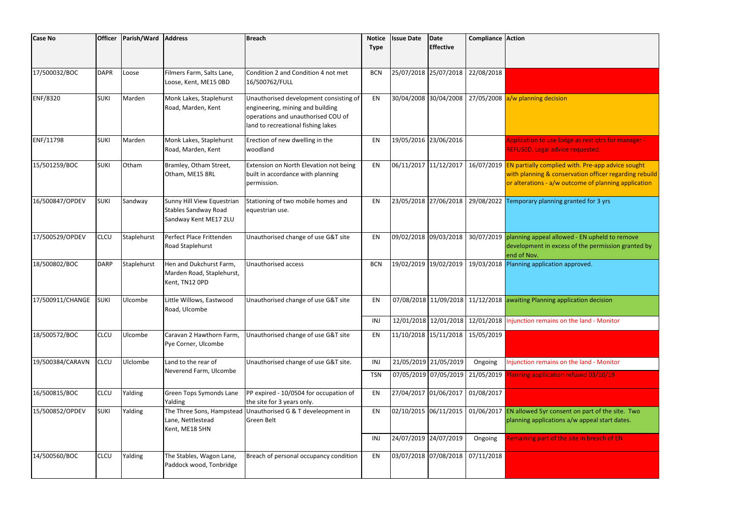| Case No | Officer | Parish/Ward | Address | Breach | Notice Type | Issue Date | Date Effective | Compliance | Action |
|---|---|---|---|---|---|---|---|---|---|
| 17/500032/BOC | DAPR | Loose | Filmers Farm, Salts Lane, Loose, Kent, ME15 0BD | Condition 2 and Condition 4 not met 16/500762/FULL | BCN | 25/07/2018 | 25/07/2018 | 22/08/2018 | |
| ENF/8320 | SUKI | Marden | Monk Lakes, Staplehurst Road, Marden, Kent | Unauthorised development consisting of engineering, mining and building operations and unauthorised COU of land to recreational fishing lakes | EN | 30/04/2008 | 30/04/2008 | 27/05/2008 | a/w planning decision |
| ENF/11798 | SUKI | Marden | Monk Lakes, Staplehurst Road, Marden, Kent | Erection of new dwelling in the woodland | EN | 19/05/2016 | 23/06/2016 | | Application to use lodge as rest qtrs for manager - REFUSED. Legal advice requested. |
| 15/501259/BOC | SUKI | Otham | Bramley, Otham Street, Otham, ME15 8RL | Extension on North Elevation not being built in accordance with planning permission. | EN | 06/11/2017 | 11/12/2017 | 16/07/2019 | EN partially complied with. Pre-app advice sought with planning & conservation officer regarding rebuild or alterations - a/w outcome of planning application |
| 16/500847/OPDEV | SUKI | Sandway | Sunny Hill View Equestrian Stables Sandway Road Sandway Kent ME17 2LU | Stationing of two mobile homes and equestrian use. | EN | 23/05/2018 | 27/06/2018 | 29/08/2022 | Temporary planning granted for 3 yrs |
| 17/500529/OPDEV | CLCU | Staplehurst | Perfect Place Frittenden Road Staplehurst | Unauthorised change of use G&T site | EN | 09/02/2018 | 09/03/2018 | 30/07/2019 | planning appeal allowed - EN upheld to remove development in excess of the permission granted by end of Nov. |
| 18/500802/BOC | DARP | Staplehurst | Hen and Dukchurst Farm, Marden Road, Staplehurst, Kent, TN12 0PD | Unauthorised access | BCN | 19/02/2019 | 19/02/2019 | 19/03/2018 | Planning application approved. |
| 17/500911/CHANGE | SUKI | Ulcombe | Little Willows, Eastwood Road, Ulcombe | Unauthorised change of use G&T site | EN | 07/08/2018 | 11/09/2018 | 11/12/2018 | awaiting Planning application decision |
| | | | | | INJ | 12/01/2018 | 12/01/2018 | 12/01/2018 | Injunction remains on the land - Monitor |
| 18/500572/BOC | CLCU | Ulcombe | Caravan 2 Hawthorn Farm, Pye Corner, Ulcombe | Unauthorised change of use G&T site | EN | 11/10/2018 | 15/11/2018 | 15/05/2019 | |
| 19/500384/CARAVN | CLCU | Ulclombe | Land to the rear of Neverend Farm, Ulcombe | Unauthorised change of use G&T site. | INJ | 21/05/2019 | 21/05/2019 | Ongoing | Injunction remains on the land - Monitor |
| | | | | | TSN | 07/05/2019 | 07/05/2019 | 21/05/2019 | Planning appllication refused 03/10/19 |
| 16/500815/BOC | CLCU | Yalding | Green Tops Symonds Lane Yalding | PP expired - 10/0504 for occupation of the site for 3 years only. | EN | 27/04/2017 | 01/06/2017 | 01/08/2017 | |
| 15/500852/OPDEV | SUKI | Yalding | The Three Sons, Hampstead Lane, Nettlestead Kent, ME18 5HN | Unauthorised G & T develeopment in Green Belt | EN | 02/10/2015 | 06/11/2015 | 01/06/2017 | EN allowed 5yr consent on part of the site. Two planning applications a/w appeal start dates. |
| | | | | | INJ | 24/07/2019 | 24/07/2019 | Ongoing | Remaining part of the site in breach of EN |
| 14/500560/BOC | CLCU | Yalding | The Stables, Wagon Lane, Paddock wood, Tonbridge | Breach of personal occupancy condition | EN | 03/07/2018 | 07/08/2018 | 07/11/2018 | |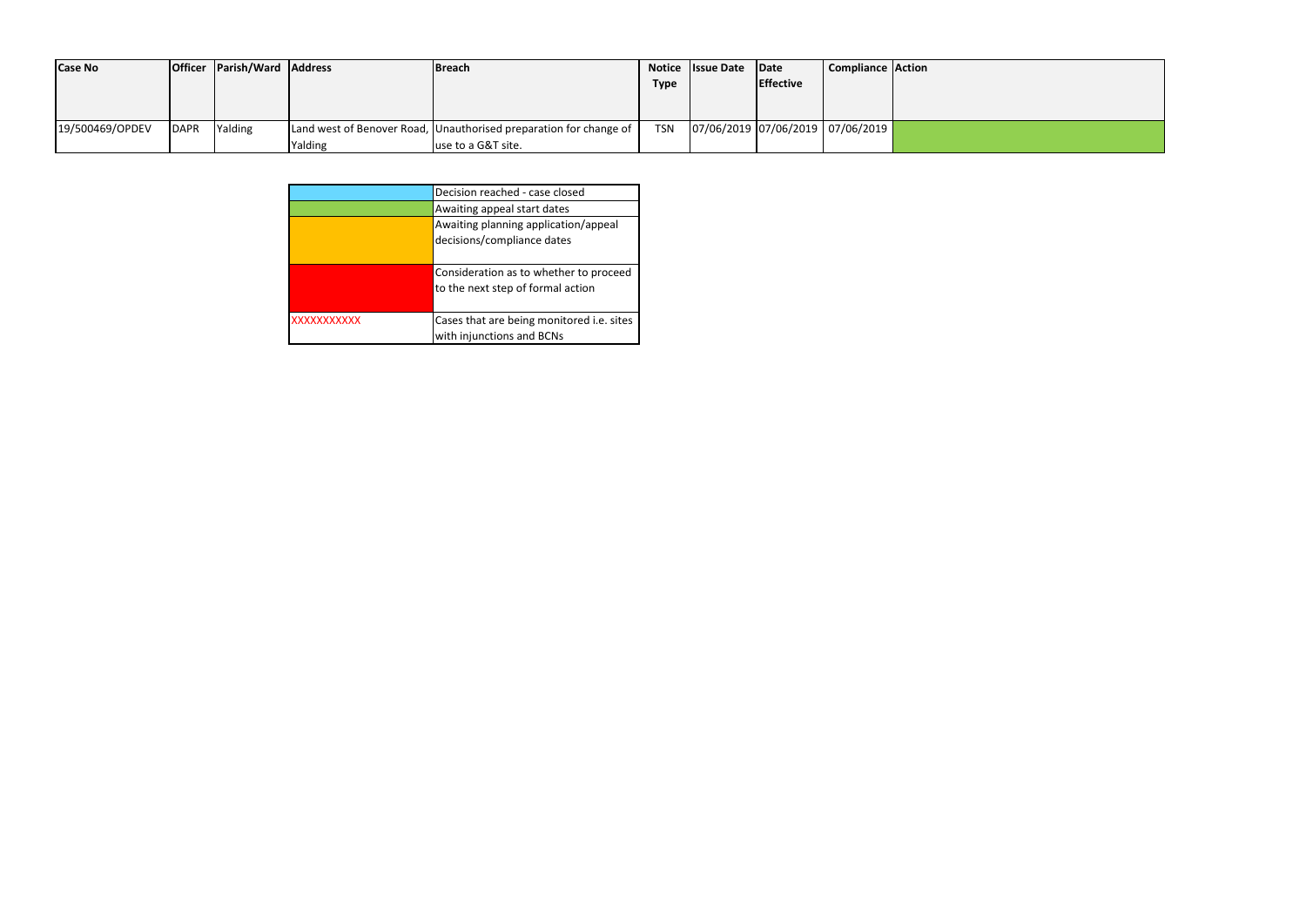| Case No | Officer | Parish/Ward | Address | Breach | Notice Type | Issue Date | Date Effective | Compliance | Action |
|---|---|---|---|---|---|---|---|---|---|
| 19/500469/OPDEV | DAPR | Yalding | Land west of Benover Road, Yalding | Unauthorised preparation for change of use to a G&T site. | TSN | 07/06/2019 | 07/06/2019 | 07/06/2019 | |

| | |
|---|---|
| | Decision reached - case closed |
| | Awaiting appeal start dates |
| | Awaiting planning application/appeal decisions/compliance dates |
| | Consideration as to whether to proceed to the next step of formal action |
| XXXXXXXXXXX | Cases that are being monitored i.e. sites with injunctions and BCNs |